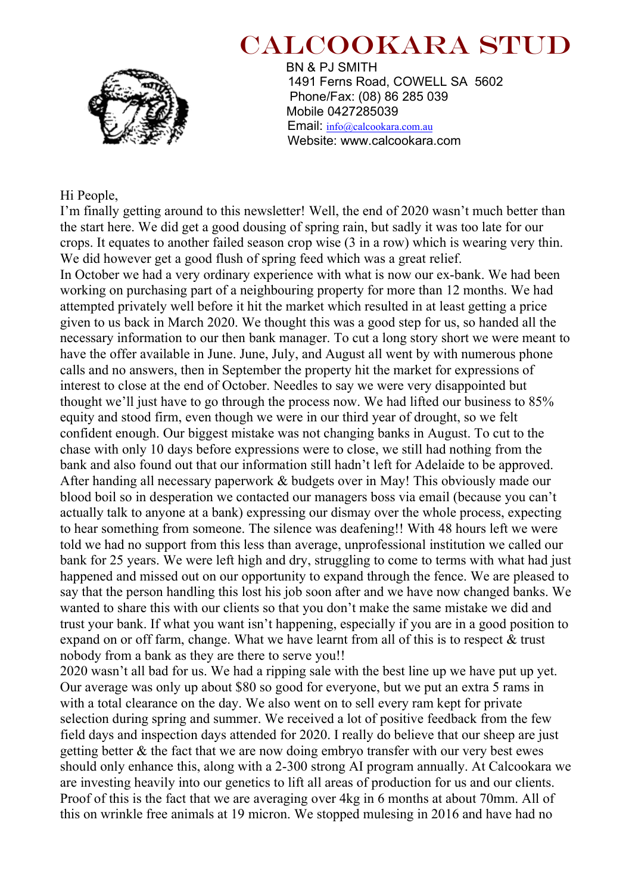# CALCOOKARA STUD

BN & PJ SMITH
1491 Ferns Road, COWELL SA 5602
Phone/Fax: (08) 86 285 039
Mobile 0427285039
Email: info@calcookara.com.au
Website: www.calcookara.com

Hi People,

I'm finally getting around to this newsletter! Well, the end of 2020 wasn't much better than the start here. We did get a good dousing of spring rain, but sadly it was too late for our crops. It equates to another failed season crop wise (3 in a row) which is wearing very thin. We did however get a good flush of spring feed which was a great relief.

In October we had a very ordinary experience with what is now our ex-bank. We had been working on purchasing part of a neighbouring property for more than 12 months. We had attempted privately well before it hit the market which resulted in at least getting a price given to us back in March 2020. We thought this was a good step for us, so handed all the necessary information to our then bank manager. To cut a long story short we were meant to have the offer available in June. June, July, and August all went by with numerous phone calls and no answers, then in September the property hit the market for expressions of interest to close at the end of October. Needles to say we were very disappointed but thought we'll just have to go through the process now. We had lifted our business to 85% equity and stood firm, even though we were in our third year of drought, so we felt confident enough. Our biggest mistake was not changing banks in August. To cut to the chase with only 10 days before expressions were to close, we still had nothing from the bank and also found out that our information still hadn't left for Adelaide to be approved. After handing all necessary paperwork & budgets over in May! This obviously made our blood boil so in desperation we contacted our managers boss via email (because you can't actually talk to anyone at a bank) expressing our dismay over the whole process, expecting to hear something from someone. The silence was deafening!! With 48 hours left we were told we had no support from this less than average, unprofessional institution we called our bank for 25 years. We were left high and dry, struggling to come to terms with what had just happened and missed out on our opportunity to expand through the fence. We are pleased to say that the person handling this lost his job soon after and we have now changed banks. We wanted to share this with our clients so that you don't make the same mistake we did and trust your bank. If what you want isn't happening, especially if you are in a good position to expand on or off farm, change. What we have learnt from all of this is to respect & trust nobody from a bank as they are there to serve you!!

2020 wasn't all bad for us. We had a ripping sale with the best line up we have put up yet. Our average was only up about $80 so good for everyone, but we put an extra 5 rams in with a total clearance on the day. We also went on to sell every ram kept for private selection during spring and summer. We received a lot of positive feedback from the few field days and inspection days attended for 2020. I really do believe that our sheep are just getting better & the fact that we are now doing embryo transfer with our very best ewes should only enhance this, along with a 2-300 strong AI program annually. At Calcookara we are investing heavily into our genetics to lift all areas of production for us and our clients. Proof of this is the fact that we are averaging over 4kg in 6 months at about 70mm. All of this on wrinkle free animals at 19 micron. We stopped mulesing in 2016 and have had no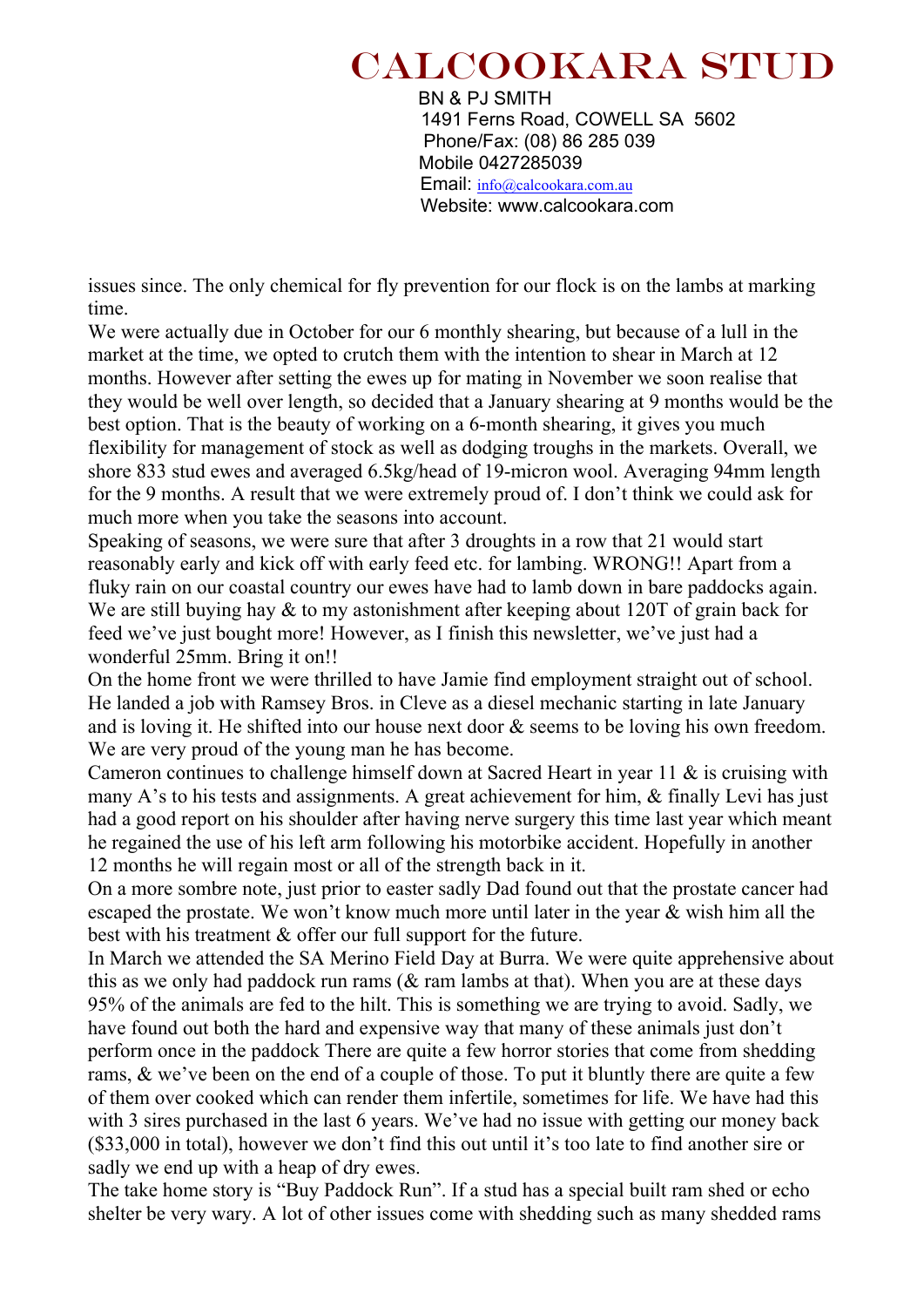# CALCOOKARA STUD

BN & PJ SMITH
1491 Ferns Road, COWELL SA 5602
Phone/Fax: (08) 86 285 039
Mobile 0427285039
Email: info@calcookara.com.au
Website: www.calcookara.com

issues since. The only chemical for fly prevention for our flock is on the lambs at marking time.

We were actually due in October for our 6 monthly shearing, but because of a lull in the market at the time, we opted to crutch them with the intention to shear in March at 12 months. However after setting the ewes up for mating in November we soon realise that they would be well over length, so decided that a January shearing at 9 months would be the best option. That is the beauty of working on a 6-month shearing, it gives you much flexibility for management of stock as well as dodging troughs in the markets. Overall, we shore 833 stud ewes and averaged 6.5kg/head of 19-micron wool. Averaging 94mm length for the 9 months. A result that we were extremely proud of. I don't think we could ask for much more when you take the seasons into account.

Speaking of seasons, we were sure that after 3 droughts in a row that 21 would start reasonably early and kick off with early feed etc. for lambing. WRONG!! Apart from a fluky rain on our coastal country our ewes have had to lamb down in bare paddocks again. We are still buying hay & to my astonishment after keeping about 120T of grain back for feed we've just bought more! However, as I finish this newsletter, we've just had a wonderful 25mm. Bring it on!!

On the home front we were thrilled to have Jamie find employment straight out of school. He landed a job with Ramsey Bros. in Cleve as a diesel mechanic starting in late January and is loving it. He shifted into our house next door & seems to be loving his own freedom. We are very proud of the young man he has become.

Cameron continues to challenge himself down at Sacred Heart in year 11 & is cruising with many A's to his tests and assignments. A great achievement for him, & finally Levi has just had a good report on his shoulder after having nerve surgery this time last year which meant he regained the use of his left arm following his motorbike accident. Hopefully in another 12 months he will regain most or all of the strength back in it.

On a more sombre note, just prior to easter sadly Dad found out that the prostate cancer had escaped the prostate. We won't know much more until later in the year & wish him all the best with his treatment & offer our full support for the future.

In March we attended the SA Merino Field Day at Burra. We were quite apprehensive about this as we only had paddock run rams (& ram lambs at that). When you are at these days 95% of the animals are fed to the hilt. This is something we are trying to avoid. Sadly, we have found out both the hard and expensive way that many of these animals just don't perform once in the paddock There are quite a few horror stories that come from shedding rams, & we've been on the end of a couple of those. To put it bluntly there are quite a few of them over cooked which can render them infertile, sometimes for life. We have had this with 3 sires purchased in the last 6 years. We've had no issue with getting our money back ($33,000 in total), however we don't find this out until it's too late to find another sire or sadly we end up with a heap of dry ewes.

The take home story is "Buy Paddock Run". If a stud has a special built ram shed or echo shelter be very wary. A lot of other issues come with shedding such as many shedded rams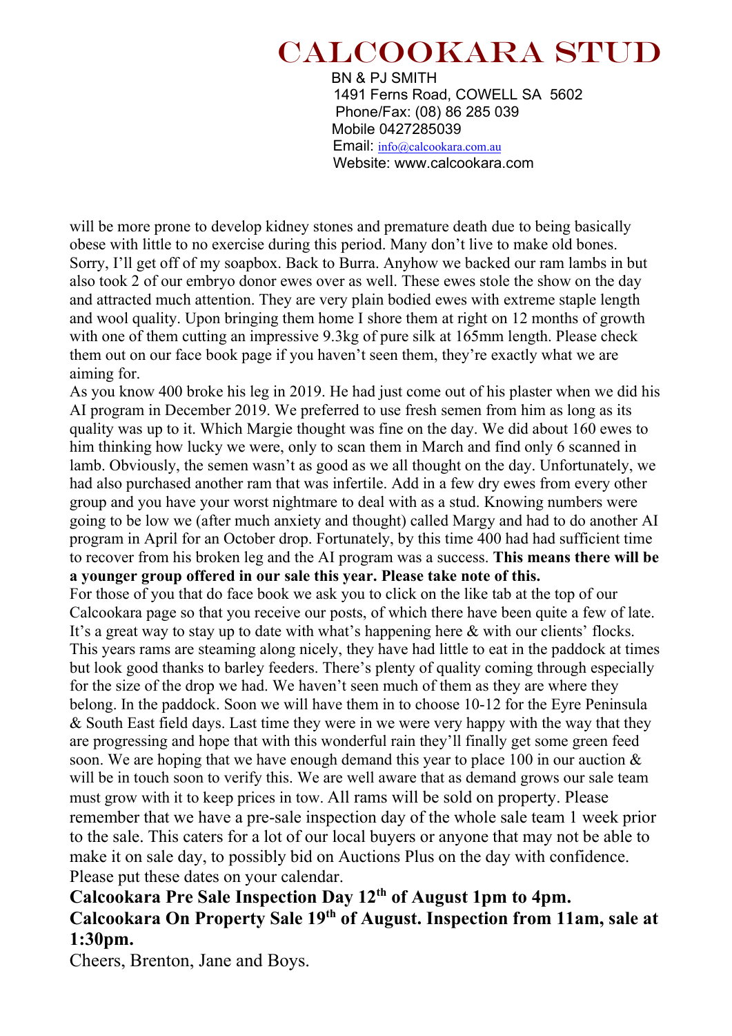# CALCOOKARA STUD

BN & PJ SMITH
1491 Ferns Road, COWELL SA 5602
Phone/Fax: (08) 86 285 039
Mobile 0427285039
Email: info@calcookara.com.au
Website: www.calcookara.com

will be more prone to develop kidney stones and premature death due to being basically obese with little to no exercise during this period. Many don't live to make old bones. Sorry, I'll get off of my soapbox. Back to Burra. Anyhow we backed our ram lambs in but also took 2 of our embryo donor ewes over as well. These ewes stole the show on the day and attracted much attention. They are very plain bodied ewes with extreme staple length and wool quality. Upon bringing them home I shore them at right on 12 months of growth with one of them cutting an impressive 9.3kg of pure silk at 165mm length. Please check them out on our face book page if you haven't seen them, they're exactly what we are aiming for.

As you know 400 broke his leg in 2019. He had just come out of his plaster when we did his AI program in December 2019. We preferred to use fresh semen from him as long as its quality was up to it. Which Margie thought was fine on the day. We did about 160 ewes to him thinking how lucky we were, only to scan them in March and find only 6 scanned in lamb. Obviously, the semen wasn't as good as we all thought on the day. Unfortunately, we had also purchased another ram that was infertile. Add in a few dry ewes from every other group and you have your worst nightmare to deal with as a stud. Knowing numbers were going to be low we (after much anxiety and thought) called Margy and had to do another AI program in April for an October drop. Fortunately, by this time 400 had had sufficient time to recover from his broken leg and the AI program was a success. **This means there will be a younger group offered in our sale this year. Please take note of this.**

For those of you that do face book we ask you to click on the like tab at the top of our Calcookara page so that you receive our posts, of which there have been quite a few of late. It's a great way to stay up to date with what's happening here & with our clients' flocks. This years rams are steaming along nicely, they have had little to eat in the paddock at times but look good thanks to barley feeders. There's plenty of quality coming through especially for the size of the drop we had. We haven't seen much of them as they are where they belong. In the paddock. Soon we will have them in to choose 10-12 for the Eyre Peninsula & South East field days. Last time they were in we were very happy with the way that they are progressing and hope that with this wonderful rain they'll finally get some green feed soon. We are hoping that we have enough demand this year to place 100 in our auction & will be in touch soon to verify this. We are well aware that as demand grows our sale team must grow with it to keep prices in tow. All rams will be sold on property. Please remember that we have a pre-sale inspection day of the whole sale team 1 week prior to the sale. This caters for a lot of our local buyers or anyone that may not be able to make it on sale day, to possibly bid on Auctions Plus on the day with confidence. Please put these dates on your calendar.

**Calcookara Pre Sale Inspection Day 12th of August 1pm to 4pm.**
**Calcookara On Property Sale 19th of August. Inspection from 11am, sale at 1:30pm.**

Cheers, Brenton, Jane and Boys.